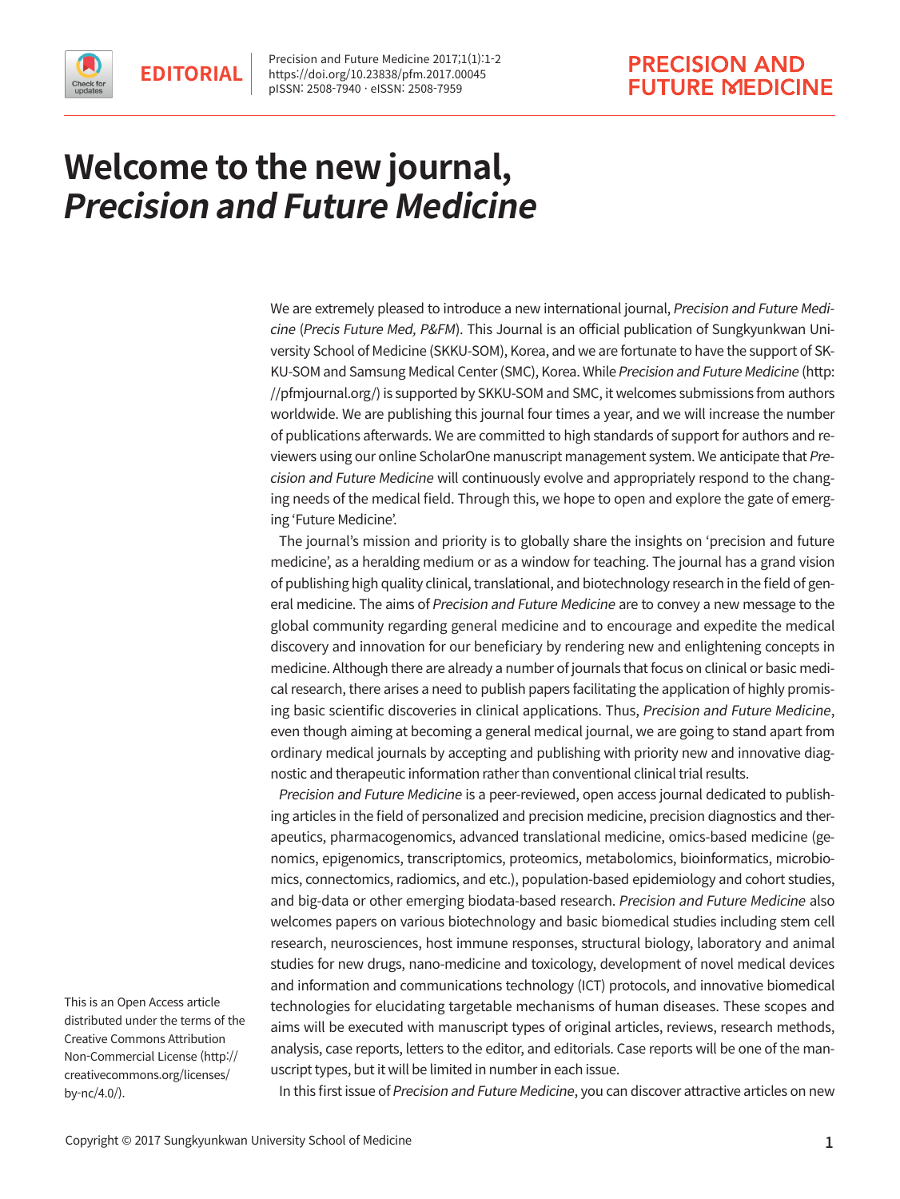EDITORIAL

# Welcome to the new journal, *Precision and Future Medicine*

We are extremely pleased to introduce a new international journal, *Precision and Future Medicine* (*Precis Future Med, P&FM*). This Journal is an official publication of Sungkyunkwan University School of Medicine (SKKU-SOM), Korea, and we are fortunate to have the support of SKKU-SOM and Samsung Medical Center (SMC), Korea. While *Precision and Future Medicine* (http://pfmjournal.org/) is supported by SKKU-SOM and SMC, it welcomes submissions from authors worldwide. We are publishing this journal four times a year, and we will increase the number of publications afterwards. We are committed to high standards of support for authors and reviewers using our online ScholarOne manuscript management system. We anticipate that *Precision and Future Medicine* will continuously evolve and appropriately respond to the changing needs of the medical field. Through this, we hope to open and explore the gate of emerging 'Future Medicine'.

The journal's mission and priority is to globally share the insights on 'precision and future medicine', as a heralding medium or as a window for teaching. The journal has a grand vision of publishing high quality clinical, translational, and biotechnology research in the field of general medicine. The aims of *Precision and Future Medicine* are to convey a new message to the global community regarding general medicine and to encourage and expedite the medical discovery and innovation for our beneficiary by rendering new and enlightening concepts in medicine. Although there are already a number of journals that focus on clinical or basic medical research, there arises a need to publish papers facilitating the application of highly promising basic scientific discoveries in clinical applications. Thus, *Precision and Future Medicine*, even though aiming at becoming a general medical journal, we are going to stand apart from ordinary medical journals by accepting and publishing with priority new and innovative diagnostic and therapeutic information rather than conventional clinical trial results.

*Precision and Future Medicine* is a peer-reviewed, open access journal dedicated to publishing articles in the field of personalized and precision medicine, precision diagnostics and therapeutics, pharmacogenomics, advanced translational medicine, omics-based medicine (genomics, epigenomics, transcriptomics, proteomics, metabolomics, bioinformatics, microbiomics, connectomics, radiomics, and etc.), population-based epidemiology and cohort studies, and big-data or other emerging biodata-based research. *Precision and Future Medicine* also welcomes papers on various biotechnology and basic biomedical studies including stem cell research, neurosciences, host immune responses, structural biology, laboratory and animal studies for new drugs, nano-medicine and toxicology, development of novel medical devices and information and communications technology (ICT) protocols, and innovative biomedical technologies for elucidating targetable mechanisms of human diseases. These scopes and aims will be executed with manuscript types of original articles, reviews, research methods, analysis, case reports, letters to the editor, and editorials. Case reports will be one of the manuscript types, but it will be limited in number in each issue.

In this first issue of *Precision and Future Medicine*, you can discover attractive articles on new

This is an Open Access article distributed under the terms of the Creative Commons Attribution Non-Commercial License (http://creativecommons.org/licenses/by-nc/4.0/).

Copyright © 2017 Sungkyunkwan University School of Medicine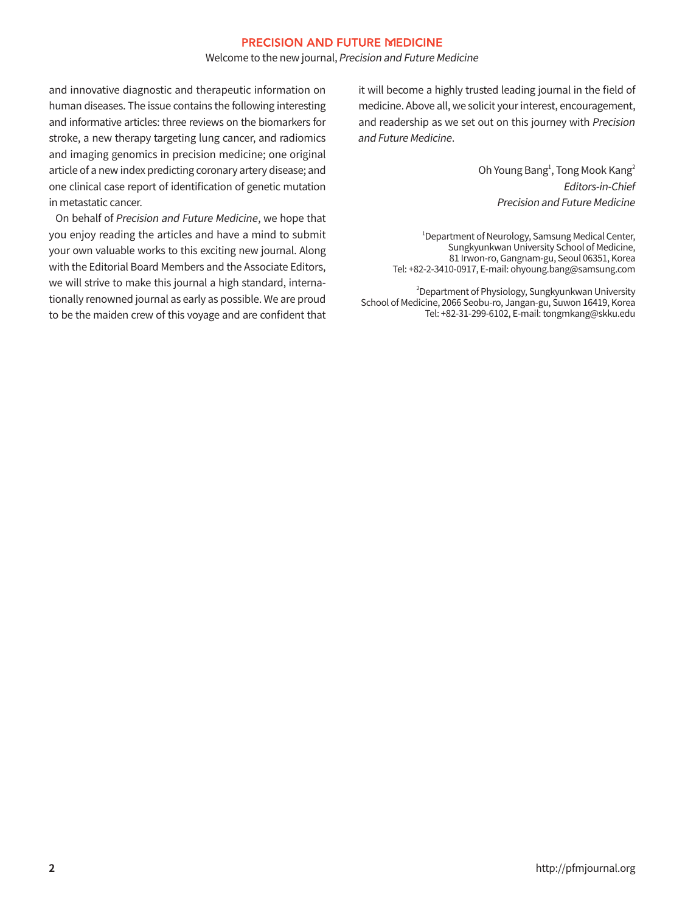and innovative diagnostic and therapeutic information on human diseases. The issue contains the following interesting and informative articles: three reviews on the biomarkers for stroke, a new therapy targeting lung cancer, and radiomics and imaging genomics in precision medicine; one original article of a new index predicting coronary artery disease; and one clinical case report of identification of genetic mutation in metastatic cancer.

On behalf of *Precision and Future Medicine*, we hope that you enjoy reading the articles and have a mind to submit your own valuable works to this exciting new journal. Along with the Editorial Board Members and the Associate Editors, we will strive to make this journal a high standard, internationally renowned journal as early as possible. We are proud to be the maiden crew of this voyage and are confident that it will become a highly trusted leading journal in the field of medicine. Above all, we solicit your interest, encouragement, and readership as we set out on this journey with *Precision and Future Medicine*.

Oh Young Bang[1], Tong Mook Kang[2]
*Editors-in-Chief*
*Precision and Future Medicine*

[1]Department of Neurology, Samsung Medical Center, Sungkyunkwan University School of Medicine, 81 Irwon-ro, Gangnam-gu, Seoul 06351, Korea
Tel: +82-2-3410-0917, E-mail: ohyoung.bang@samsung.com

[2]Department of Physiology, Sungkyunkwan University School of Medicine, 2066 Seobu-ro, Jangan-gu, Suwon 16419, Korea
Tel: +82-31-299-6102, E-mail: tongmkang@skku.edu